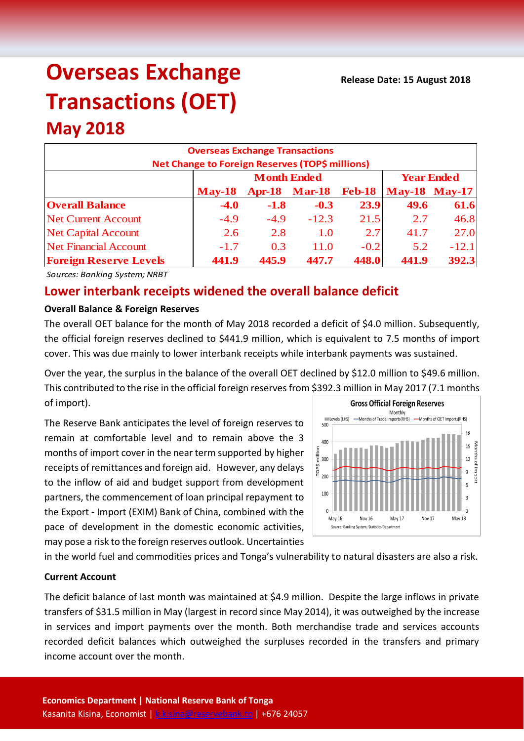# Overseas Exchange Transactions (OET)

## May 2018

**Release Date: 15 August 2018**

| Overseas Exchange Transactions<br>Net Change to Foreign Reserves (TOP$ millions) | | | | | | |
|---|---|---|---|---|---|---|
| | Month Ended | | | | Year Ended | |
| | May-18 | Apr-18 | Mar-18 | Feb-18 | May-18 | May-17 |
| **Overall Balance** | **-4.0** | **-1.8** | **-0.3** | **23.9** | **49.6** | **61.6** |
| Net Current Account | -4.9 | -4.9 | -12.3 | 21.5 | 2.7 | 46.8 |
| Net Capital Account | 2.6 | 2.8 | 1.0 | 2.7 | 41.7 | 27.0 |
| Net Financial Account | -1.7 | 0.3 | 11.0 | -0.2 | 5.2 | -12.1 |
| **Foreign Reserve Levels** | **441.9** | **445.9** | **447.7** | **448.0** | **441.9** | **392.3** |

*Sources: Banking System; NRBT*

## Lower interbank receipts widened the overall balance deficit

### Overall Balance & Foreign Reserves

The overall OET balance for the month of May 2018 recorded a deficit of $4.0 million. Subsequently, the official foreign reserves declined to $441.9 million, which is equivalent to 7.5 months of import cover. This was due mainly to lower interbank receipts while interbank payments was sustained.

Over the year, the surplus in the balance of the overall OET declined by $12.0 million to $49.6 million. This contributed to the rise in the official foreign reserves from $392.3 million in May 2017 (7.1 months of import).

The Reserve Bank anticipates the level of foreign reserves to remain at comfortable level and to remain above the 3 months of import cover in the near term supported by higher receipts of remittances and foreign aid. However, any delays to the inflow of aid and budget support from development partners, the commencement of loan principal repayment to the Export - Import (EXIM) Bank of China, combined with the pace of development in the domestic economic activities, may pose a risk to the foreign reserves outlook. Uncertainties in the world fuel and commodities prices and Tonga's vulnerability to natural disasters are also a risk.

### Current Account

The deficit balance of last month was maintained at $4.9 million. Despite the large inflows in private transfers of $31.5 million in May (largest in record since May 2014), it was outweighed by the increase in services and import payments over the month. Both merchandise trade and services accounts recorded deficit balances which outweighed the surpluses recorded in the transfers and primary income account over the month.

**Economics Department | National Reserve Bank of Tonga**
Kasanita Kisina, Economist | k.kisina@reservebank.to | +676 24057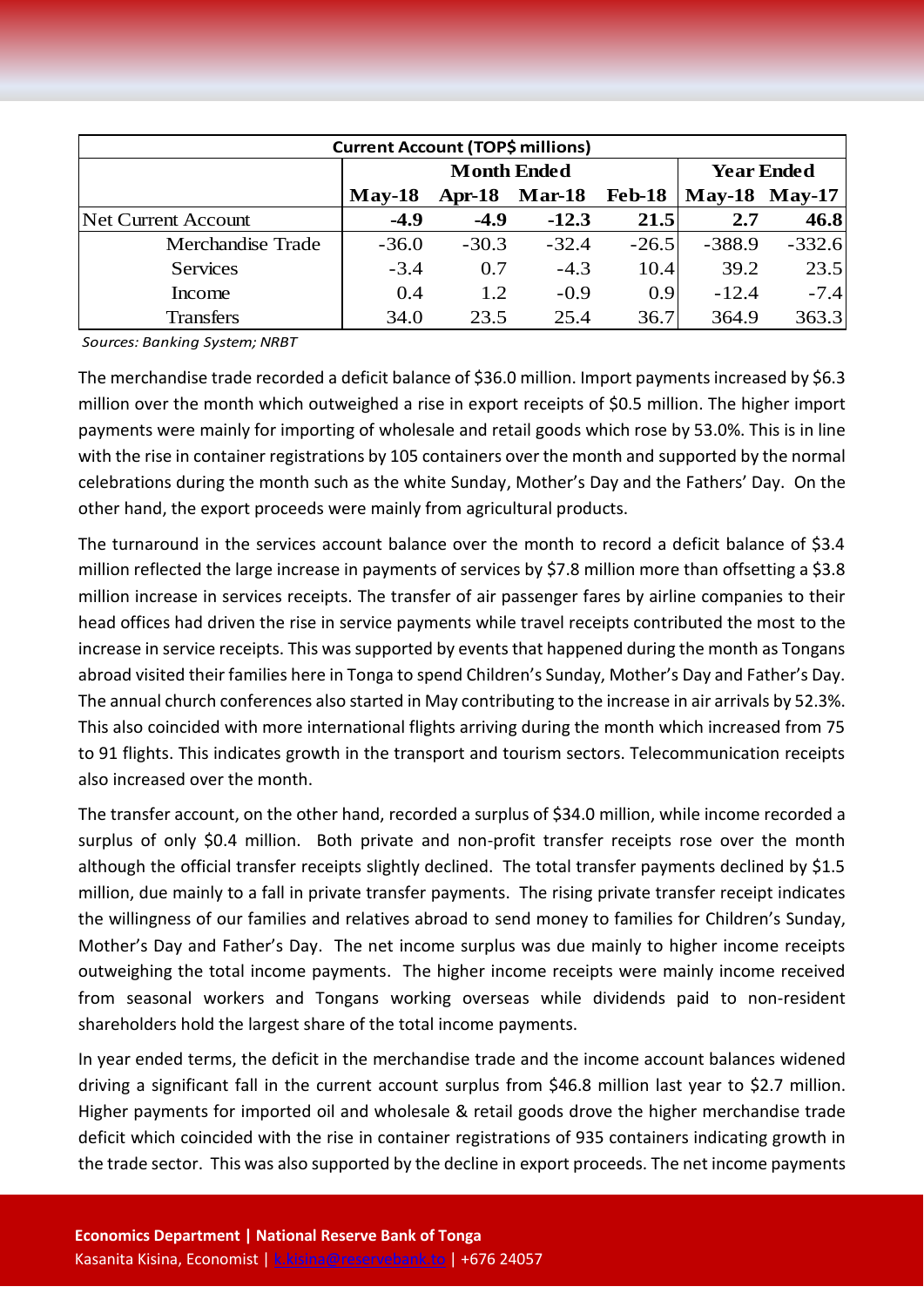| Current Account (TOP$ millions) | | | | | | |
|---|---|---|---|---|---|---|
| | Month Ended | | | | Year Ended | |
| | May-18 | Apr-18 | Mar-18 | Feb-18 | May-18 | May-17 |
| Net Current Account | **-4.9** | **-4.9** | **-12.3** | **21.5** | **2.7** | **46.8** |
| Merchandise Trade | -36.0 | -30.3 | -32.4 | -26.5 | -388.9 | -332.6 |
| Services | -3.4 | 0.7 | -4.3 | 10.4 | 39.2 | 23.5 |
| Income | 0.4 | 1.2 | -0.9 | 0.9 | -12.4 | -7.4 |
| Transfers | 34.0 | 23.5 | 25.4 | 36.7 | 364.9 | 363.3 |

*Sources: Banking System; NRBT*

The merchandise trade recorded a deficit balance of $36.0 million. Import payments increased by $6.3 million over the month which outweighed a rise in export receipts of $0.5 million. The higher import payments were mainly for importing of wholesale and retail goods which rose by 53.0%. This is in line with the rise in container registrations by 105 containers over the month and supported by the normal celebrations during the month such as the white Sunday, Mother's Day and the Fathers' Day. On the other hand, the export proceeds were mainly from agricultural products.

The turnaround in the services account balance over the month to record a deficit balance of $3.4 million reflected the large increase in payments of services by $7.8 million more than offsetting a $3.8 million increase in services receipts. The transfer of air passenger fares by airline companies to their head offices had driven the rise in service payments while travel receipts contributed the most to the increase in service receipts. This was supported by events that happened during the month as Tongans abroad visited their families here in Tonga to spend Children's Sunday, Mother's Day and Father's Day. The annual church conferences also started in May contributing to the increase in air arrivals by 52.3%. This also coincided with more international flights arriving during the month which increased from 75 to 91 flights. This indicates growth in the transport and tourism sectors. Telecommunication receipts also increased over the month.

The transfer account, on the other hand, recorded a surplus of $34.0 million, while income recorded a surplus of only $0.4 million. Both private and non-profit transfer receipts rose over the month although the official transfer receipts slightly declined. The total transfer payments declined by $1.5 million, due mainly to a fall in private transfer payments. The rising private transfer receipt indicates the willingness of our families and relatives abroad to send money to families for Children's Sunday, Mother's Day and Father's Day. The net income surplus was due mainly to higher income receipts outweighing the total income payments. The higher income receipts were mainly income received from seasonal workers and Tongans working overseas while dividends paid to non-resident shareholders hold the largest share of the total income payments.

In year ended terms, the deficit in the merchandise trade and the income account balances widened driving a significant fall in the current account surplus from $46.8 million last year to $2.7 million. Higher payments for imported oil and wholesale & retail goods drove the higher merchandise trade deficit which coincided with the rise in container registrations of 935 containers indicating growth in the trade sector. This was also supported by the decline in export proceeds. The net income payments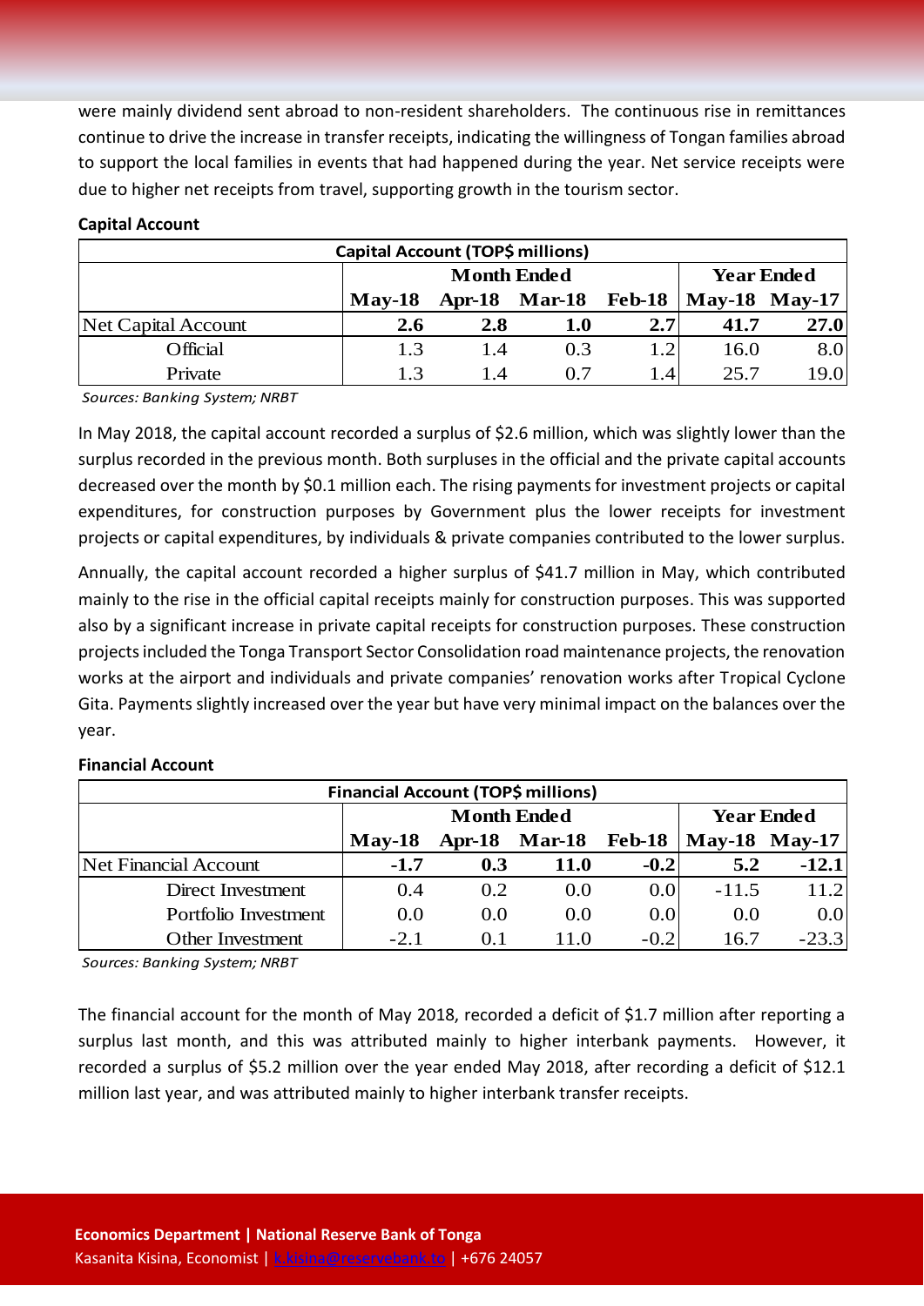were mainly dividend sent abroad to non-resident shareholders. The continuous rise in remittances continue to drive the increase in transfer receipts, indicating the willingness of Tongan families abroad to support the local families in events that had happened during the year. Net service receipts were due to higher net receipts from travel, supporting growth in the tourism sector.

**Capital Account**

| Capital Account (TOP$ millions) | | | | | | |
|---|---|---|---|---|---|---|
| | Month Ended | | | | Year Ended | |
| | May-18 | Apr-18 | Mar-18 | Feb-18 | May-18 | May-17 |
| Net Capital Account | **2.6** | **2.8** | **1.0** | **2.7** | **41.7** | **27.0** |
| Official | 1.3 | 1.4 | 0.3 | 1.2 | 16.0 | 8.0 |
| Private | 1.3 | 1.4 | 0.7 | 1.4 | 25.7 | 19.0 |

*Sources: Banking System; NRBT*

In May 2018, the capital account recorded a surplus of $2.6 million, which was slightly lower than the surplus recorded in the previous month. Both surpluses in the official and the private capital accounts decreased over the month by $0.1 million each. The rising payments for investment projects or capital expenditures, for construction purposes by Government plus the lower receipts for investment projects or capital expenditures, by individuals & private companies contributed to the lower surplus.

Annually, the capital account recorded a higher surplus of $41.7 million in May, which contributed mainly to the rise in the official capital receipts mainly for construction purposes. This was supported also by a significant increase in private capital receipts for construction purposes. These construction projects included the Tonga Transport Sector Consolidation road maintenance projects, the renovation works at the airport and individuals and private companies' renovation works after Tropical Cyclone Gita. Payments slightly increased over the year but have very minimal impact on the balances over the year.

**Financial Account**

| Financial Account (TOP$ millions) | | | | | | |
|---|---|---|---|---|---|---|
| | Month Ended | | | | Year Ended | |
| | May-18 | Apr-18 | Mar-18 | Feb-18 | May-18 | May-17 |
| Net Financial Account | **-1.7** | **0.3** | **11.0** | **-0.2** | **5.2** | **-12.1** |
| Direct Investment | 0.4 | 0.2 | 0.0 | 0.0 | -11.5 | 11.2 |
| Portfolio Investment | 0.0 | 0.0 | 0.0 | 0.0 | 0.0 | 0.0 |
| Other Investment | -2.1 | 0.1 | 11.0 | -0.2 | 16.7 | -23.3 |

*Sources: Banking System; NRBT*

The financial account for the month of May 2018, recorded a deficit of $1.7 million after reporting a surplus last month, and this was attributed mainly to higher interbank payments. However, it recorded a surplus of $5.2 million over the year ended May 2018, after recording a deficit of $12.1 million last year, and was attributed mainly to higher interbank transfer receipts.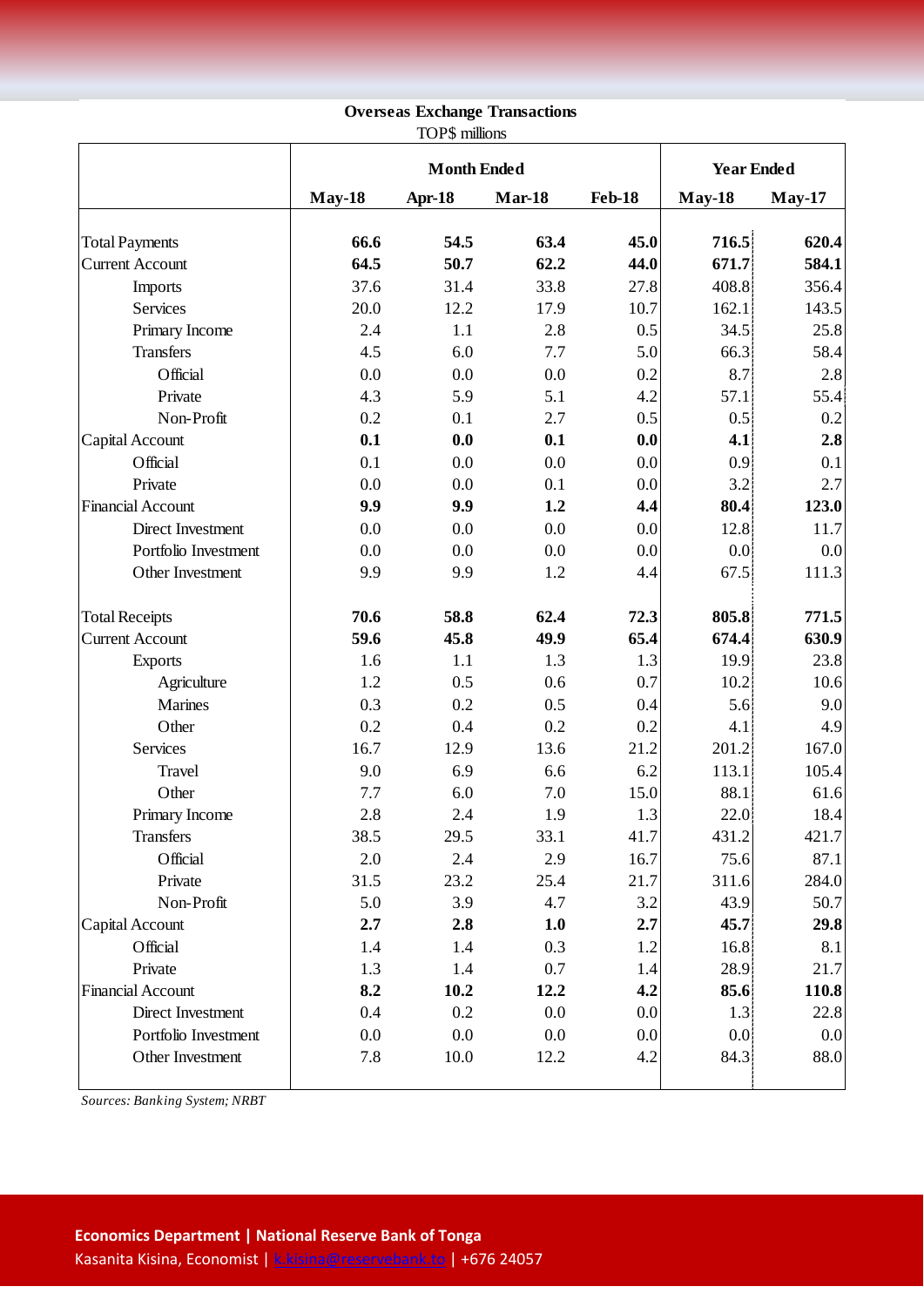**Overseas Exchange Transactions**

TOP$ millions

| | Month Ended | | | | Year Ended | |
|---|---|---|---|---|---|---|
| | **May-18** | **Apr-18** | **Mar-18** | **Feb-18** | **May-18** | **May-17** |
| Total Payments | **66.6** | **54.5** | **63.4** | **45.0** | **716.5** | **620.4** |
| Current Account | **64.5** | **50.7** | **62.2** | **44.0** | **671.7** | **584.1** |
| Imports | 37.6 | 31.4 | 33.8 | 27.8 | 408.8 | 356.4 |
| Services | 20.0 | 12.2 | 17.9 | 10.7 | 162.1 | 143.5 |
| Primary Income | 2.4 | 1.1 | 2.8 | 0.5 | 34.5 | 25.8 |
| Transfers | 4.5 | 6.0 | 7.7 | 5.0 | 66.3 | 58.4 |
| Official | 0.0 | 0.0 | 0.0 | 0.2 | 8.7 | 2.8 |
| Private | 4.3 | 5.9 | 5.1 | 4.2 | 57.1 | 55.4 |
| Non-Profit | 0.2 | 0.1 | 2.7 | 0.5 | 0.5 | 0.2 |
| Capital Account | **0.1** | **0.0** | **0.1** | **0.0** | **4.1** | **2.8** |
| Official | 0.1 | 0.0 | 0.0 | 0.0 | 0.9 | 0.1 |
| Private | 0.0 | 0.0 | 0.1 | 0.0 | 3.2 | 2.7 |
| Financial Account | **9.9** | **9.9** | **1.2** | **4.4** | **80.4** | **123.0** |
| Direct Investment | 0.0 | 0.0 | 0.0 | 0.0 | 12.8 | 11.7 |
| Portfolio Investment | 0.0 | 0.0 | 0.0 | 0.0 | 0.0 | 0.0 |
| Other Investment | 9.9 | 9.9 | 1.2 | 4.4 | 67.5 | 111.3 |
| Total Receipts | **70.6** | **58.8** | **62.4** | **72.3** | **805.8** | **771.5** |
| Current Account | **59.6** | **45.8** | **49.9** | **65.4** | **674.4** | **630.9** |
| Exports | 1.6 | 1.1 | 1.3 | 1.3 | 19.9 | 23.8 |
| Agriculture | 1.2 | 0.5 | 0.6 | 0.7 | 10.2 | 10.6 |
| Marines | 0.3 | 0.2 | 0.5 | 0.4 | 5.6 | 9.0 |
| Other | 0.2 | 0.4 | 0.2 | 0.2 | 4.1 | 4.9 |
| Services | 16.7 | 12.9 | 13.6 | 21.2 | 201.2 | 167.0 |
| Travel | 9.0 | 6.9 | 6.6 | 6.2 | 113.1 | 105.4 |
| Other | 7.7 | 6.0 | 7.0 | 15.0 | 88.1 | 61.6 |
| Primary Income | 2.8 | 2.4 | 1.9 | 1.3 | 22.0 | 18.4 |
| Transfers | 38.5 | 29.5 | 33.1 | 41.7 | 431.2 | 421.7 |
| Official | 2.0 | 2.4 | 2.9 | 16.7 | 75.6 | 87.1 |
| Private | 31.5 | 23.2 | 25.4 | 21.7 | 311.6 | 284.0 |
| Non-Profit | 5.0 | 3.9 | 4.7 | 3.2 | 43.9 | 50.7 |
| Capital Account | **2.7** | **2.8** | **1.0** | **2.7** | **45.7** | **29.8** |
| Official | 1.4 | 1.4 | 0.3 | 1.2 | 16.8 | 8.1 |
| Private | 1.3 | 1.4 | 0.7 | 1.4 | 28.9 | 21.7 |
| Financial Account | **8.2** | **10.2** | **12.2** | **4.2** | **85.6** | **110.8** |
| Direct Investment | 0.4 | 0.2 | 0.0 | 0.0 | 1.3 | 22.8 |
| Portfolio Investment | 0.0 | 0.0 | 0.0 | 0.0 | 0.0 | 0.0 |
| Other Investment | 7.8 | 10.0 | 12.2 | 4.2 | 84.3 | 88.0 |

*Sources: Banking System; NRBT*

**Economics Department | National Reserve Bank of Tonga**

Kasanita Kisina, Economist | k.kisina@reservebank.to | +676 24057